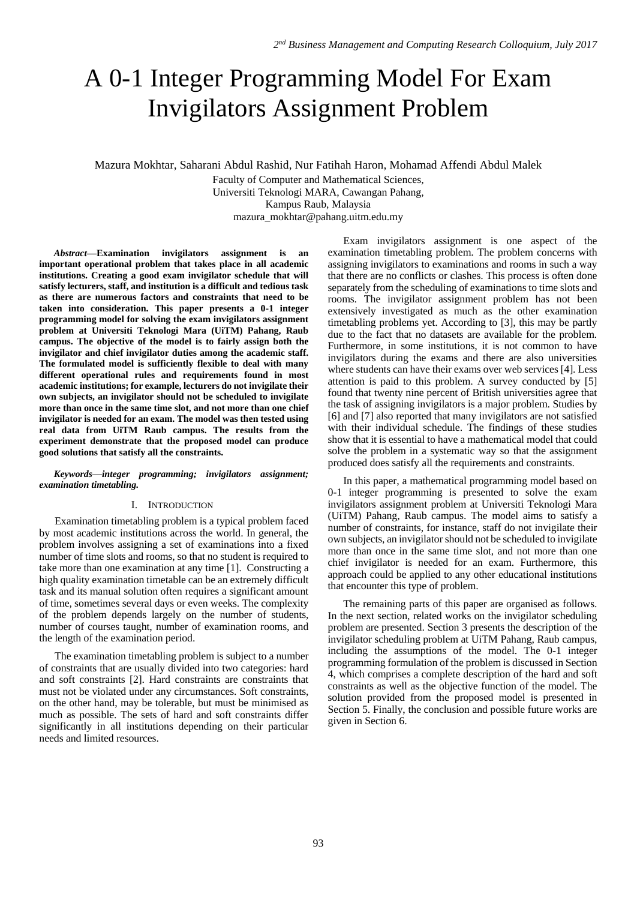# A 0-1 Integer Programming Model For Exam Invigilators Assignment Problem

Mazura Mokhtar, Saharani Abdul Rashid, Nur Fatihah Haron, Mohamad Affendi Abdul Malek

Faculty of Computer and Mathematical Sciences,
Universiti Teknologi MARA, Cawangan Pahang,
Kampus Raub, Malaysia
mazura_mokhtar@pahang.uitm.edu.my

***Abstract*—Examination invigilators assignment is an important operational problem that takes place in all academic institutions. Creating a good exam invigilator schedule that will satisfy lecturers, staff, and institution is a difficult and tedious task as there are numerous factors and constraints that need to be taken into consideration. This paper presents a 0-1 integer programming model for solving the exam invigilators assignment problem at Universiti Teknologi Mara (UiTM) Pahang, Raub campus. The objective of the model is to fairly assign both the invigilator and chief invigilator duties among the academic staff. The formulated model is sufficiently flexible to deal with many different operational rules and requirements found in most academic institutions; for example, lecturers do not invigilate their own subjects, an invigilator should not be scheduled to invigilate more than once in the same time slot, and not more than one chief invigilator is needed for an exam. The model was then tested using real data from UiTM Raub campus. The results from the experiment demonstrate that the proposed model can produce good solutions that satisfy all the constraints.**

***Keywords—integer programming; invigilators assignment; examination timetabling.***

## I. Introduction

Examination timetabling problem is a typical problem faced by most academic institutions across the world. In general, the problem involves assigning a set of examinations into a fixed number of time slots and rooms, so that no student is required to take more than one examination at any time [1]. Constructing a high quality examination timetable can be an extremely difficult task and its manual solution often requires a significant amount of time, sometimes several days or even weeks. The complexity of the problem depends largely on the number of students, number of courses taught, number of examination rooms, and the length of the examination period.

The examination timetabling problem is subject to a number of constraints that are usually divided into two categories: hard and soft constraints [2]. Hard constraints are constraints that must not be violated under any circumstances. Soft constraints, on the other hand, may be tolerable, but must be minimised as much as possible. The sets of hard and soft constraints differ significantly in all institutions depending on their particular needs and limited resources.

Exam invigilators assignment is one aspect of the examination timetabling problem. The problem concerns with assigning invigilators to examinations and rooms in such a way that there are no conflicts or clashes. This process is often done separately from the scheduling of examinations to time slots and rooms. The invigilator assignment problem has not been extensively investigated as much as the other examination timetabling problems yet. According to [3], this may be partly due to the fact that no datasets are available for the problem. Furthermore, in some institutions, it is not common to have invigilators during the exams and there are also universities where students can have their exams over web services [4]. Less attention is paid to this problem. A survey conducted by [5] found that twenty nine percent of British universities agree that the task of assigning invigilators is a major problem. Studies by [6] and [7] also reported that many invigilators are not satisfied with their individual schedule. The findings of these studies show that it is essential to have a mathematical model that could solve the problem in a systematic way so that the assignment produced does satisfy all the requirements and constraints.

In this paper, a mathematical programming model based on 0-1 integer programming is presented to solve the exam invigilators assignment problem at Universiti Teknologi Mara (UiTM) Pahang, Raub campus. The model aims to satisfy a number of constraints, for instance, staff do not invigilate their own subjects, an invigilator should not be scheduled to invigilate more than once in the same time slot, and not more than one chief invigilator is needed for an exam. Furthermore, this approach could be applied to any other educational institutions that encounter this type of problem.

The remaining parts of this paper are organised as follows. In the next section, related works on the invigilator scheduling problem are presented. Section 3 presents the description of the invigilator scheduling problem at UiTM Pahang, Raub campus, including the assumptions of the model. The 0-1 integer programming formulation of the problem is discussed in Section 4, which comprises a complete description of the hard and soft constraints as well as the objective function of the model. The solution provided from the proposed model is presented in Section 5. Finally, the conclusion and possible future works are given in Section 6.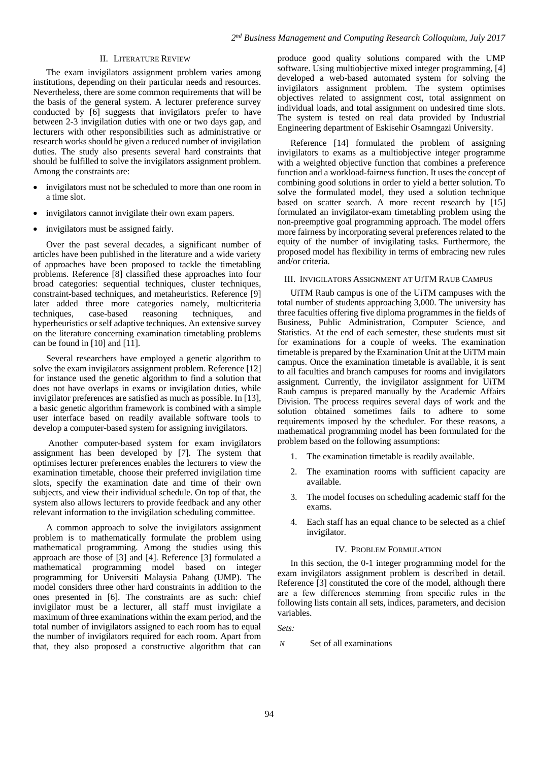## II. Literature Review

The exam invigilators assignment problem varies among institutions, depending on their particular needs and resources. Nevertheless, there are some common requirements that will be the basis of the general system. A lecturer preference survey conducted by [6] suggests that invigilators prefer to have between 2-3 invigilation duties with one or two days gap, and lecturers with other responsibilities such as administrative or research works should be given a reduced number of invigilation duties. The study also presents several hard constraints that should be fulfilled to solve the invigilators assignment problem. Among the constraints are:

- invigilators must not be scheduled to more than one room in a time slot.
- invigilators cannot invigilate their own exam papers.
- invigilators must be assigned fairly.

Over the past several decades, a significant number of articles have been published in the literature and a wide variety of approaches have been proposed to tackle the timetabling problems. Reference [8] classified these approaches into four broad categories: sequential techniques, cluster techniques, constraint-based techniques, and metaheuristics. Reference [9] later added three more categories namely, multicriteria techniques, case-based reasoning techniques, and hyperheuristics or self adaptive techniques. An extensive survey on the literature concerning examination timetabling problems can be found in [10] and [11].

Several researchers have employed a genetic algorithm to solve the exam invigilators assignment problem. Reference [12] for instance used the genetic algorithm to find a solution that does not have overlaps in exams or invigilation duties, while invigilator preferences are satisfied as much as possible. In [13], a basic genetic algorithm framework is combined with a simple user interface based on readily available software tools to develop a computer-based system for assigning invigilators.

Another computer-based system for exam invigilators assignment has been developed by [7]. The system that optimises lecturer preferences enables the lecturers to view the examination timetable, choose their preferred invigilation time slots, specify the examination date and time of their own subjects, and view their individual schedule. On top of that, the system also allows lecturers to provide feedback and any other relevant information to the invigilation scheduling committee.

A common approach to solve the invigilators assignment problem is to mathematically formulate the problem using mathematical programming. Among the studies using this approach are those of [3] and [4]. Reference [3] formulated a mathematical programming model based on integer programming for Universiti Malaysia Pahang (UMP). The model considers three other hard constraints in addition to the ones presented in [6]. The constraints are as such: chief invigilator must be a lecturer, all staff must invigilate a maximum of three examinations within the exam period, and the total number of invigilators assigned to each room has to equal the number of invigilators required for each room. Apart from that, they also proposed a constructive algorithm that can produce good quality solutions compared with the UMP software. Using multiobjective mixed integer programming, [4] developed a web-based automated system for solving the invigilators assignment problem. The system optimises objectives related to assignment cost, total assignment on individual loads, and total assignment on undesired time slots. The system is tested on real data provided by Industrial Engineering department of Eskisehir Osamngazi University.

Reference [14] formulated the problem of assigning invigilators to exams as a multiobjective integer programme with a weighted objective function that combines a preference function and a workload-fairness function. It uses the concept of combining good solutions in order to yield a better solution. To solve the formulated model, they used a solution technique based on scatter search. A more recent research by [15] formulated an invigilator-exam timetabling problem using the non-preemptive goal programming approach. The model offers more fairness by incorporating several preferences related to the equity of the number of invigilating tasks. Furthermore, the proposed model has flexibility in terms of embracing new rules and/or criteria.

## III. Invigilators Assignment at UiTM Raub Campus

UiTM Raub campus is one of the UiTM campuses with the total number of students approaching 3,000. The university has three faculties offering five diploma programmes in the fields of Business, Public Administration, Computer Science, and Statistics. At the end of each semester, these students must sit for examinations for a couple of weeks. The examination timetable is prepared by the Examination Unit at the UiTM main campus. Once the examination timetable is available, it is sent to all faculties and branch campuses for rooms and invigilators assignment. Currently, the invigilator assignment for UiTM Raub campus is prepared manually by the Academic Affairs Division. The process requires several days of work and the solution obtained sometimes fails to adhere to some requirements imposed by the scheduler. For these reasons, a mathematical programming model has been formulated for the problem based on the following assumptions:

1. The examination timetable is readily available.
2. The examination rooms with sufficient capacity are available.
3. The model focuses on scheduling academic staff for the exams.
4. Each staff has an equal chance to be selected as a chief invigilator.

## IV. Problem Formulation

In this section, the 0-1 integer programming model for the exam invigilators assignment problem is described in detail. Reference [3] constituted the core of the model, although there are a few differences stemming from specific rules in the following lists contain all sets, indices, parameters, and decision variables.

*Sets:*

$N$ Set of all examinations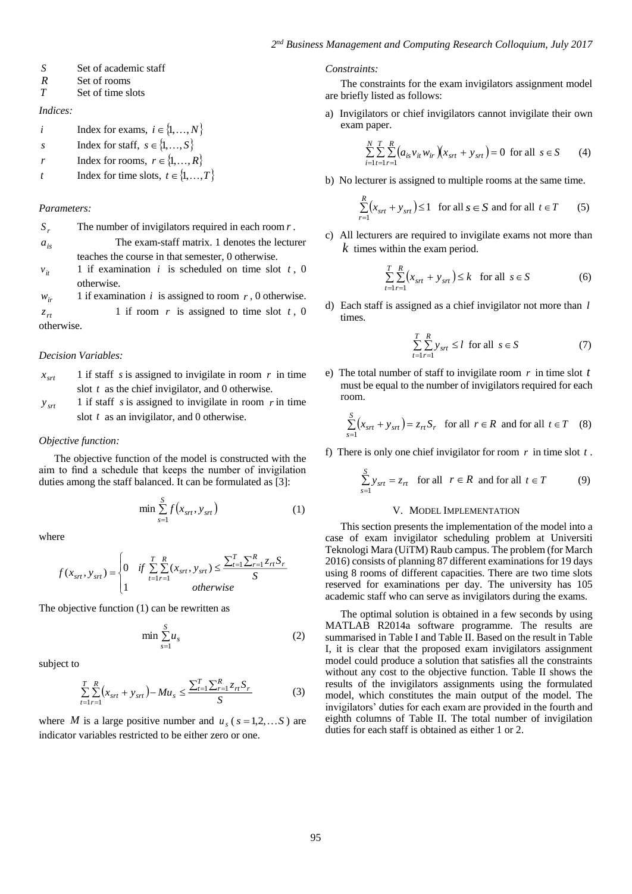| | |
|---|---|
| $S$ | Set of academic staff |
| $R$ | Set of rooms |
| $T$ | Set of time slots |

*Indices:*

| | |
|---|---|
| $i$ | Index for exams, $i \in \{1,\ldots,N\}$ |
| $s$ | Index for staff, $s \in \{1,\ldots,S\}$ |
| $r$ | Index for rooms, $r \in \{1,\ldots,R\}$ |
| $t$ | Index for time slots, $t \in \{1,\ldots,T\}$ |

*Parameters:*

| | |
|---|---|
| $S_r$ | The number of invigilators required in each room $r$. |
| $a_{is}$ | The exam-staff matrix. 1 denotes the lecturer teaches the course in that semester, 0 otherwise. |
| $v_{it}$ | 1 if examination $i$ is scheduled on time slot $t$, 0 otherwise. |
| $w_{ir}$ | 1 if examination $i$ is assigned to room $r$, 0 otherwise. |
| $z_{rt}$ | 1 if room $r$ is assigned to time slot $t$, 0 otherwise. |

*Decision Variables:*

| | |
|---|---|
| $x_{srt}$ | 1 if staff $s$ is assigned to invigilate in room $r$ in time slot $t$ as the chief invigilator, and 0 otherwise. |
| $y_{srt}$ | 1 if staff $s$ is assigned to invigilate in room $r$ in time slot $t$ as an invigilator, and 0 otherwise. |

*Objective function:*

The objective function of the model is constructed with the aim to find a schedule that keeps the number of invigilation duties among the staff balanced. It can be formulated as [3]:

$$\min \sum_{s=1}^{S} f\left(x_{srt}, y_{srt}\right) \quad (1)$$

where

$$f(x_{srt}, y_{srt}) = \begin{cases} 0 & \text{if } \sum_{t=1}^{T}\sum_{r=1}^{R}(x_{srt}, y_{srt}) \leq \dfrac{\sum_{t=1}^{T}\sum_{r=1}^{R} z_{rt} S_r}{S} \\ 1 & \text{otherwise} \end{cases}$$

The objective function (1) can be rewritten as

$$\min \sum_{s=1}^{S} u_s \quad (2)$$

subject to

$$\sum_{t=1}^{T}\sum_{r=1}^{R}\left(x_{srt} + y_{srt}\right) - M u_s \leq \frac{\sum_{t=1}^{T}\sum_{r=1}^{R} z_{rt} S_r}{S} \quad (3)$$

where $M$ is a large positive number and $u_s$ ( $s = 1,2,\ldots S$ ) are indicator variables restricted to be either zero or one.

*Constraints:*

The constraints for the exam invigilators assignment model are briefly listed as follows:

a) Invigilators or chief invigilators cannot invigilate their own exam paper.

$$\sum_{i=1}^{N}\sum_{t=1}^{T}\sum_{r=1}^{R}\left(a_{is} v_{it} w_{ir}\right)\left(x_{srt} + y_{srt}\right) = 0 \text{ for all } s \in S \quad (4)$$

b) No lecturer is assigned to multiple rooms at the same time.

$$\sum_{r=1}^{R}\left(x_{srt} + y_{srt}\right) \leq 1 \text{ for all } s \in S \text{ and for all } t \in T \quad (5)$$

c) All lecturers are required to invigilate exams not more than $k$ times within the exam period.

$$\sum_{t=1}^{T}\sum_{r=1}^{R}\left(x_{srt} + y_{srt}\right) \leq k \text{ for all } s \in S \quad (6)$$

d) Each staff is assigned as a chief invigilator not more than $l$ times.

$$\sum_{t=1}^{T}\sum_{r=1}^{R} y_{srt} \leq l \text{ for all } s \in S \quad (7)$$

e) The total number of staff to invigilate room $r$ in time slot $t$ must be equal to the number of invigilators required for each room.

$$\sum_{s=1}^{S}\left(x_{srt} + y_{srt}\right) = z_{rt} S_r \text{ for all } r \in R \text{ and for all } t \in T \quad (8)$$

f) There is only one chief invigilator for room $r$ in time slot $t$.

$$\sum_{s=1}^{S} y_{srt} = z_{rt} \text{ for all } r \in R \text{ and for all } t \in T \quad (9)$$

## V. Model Implementation

This section presents the implementation of the model into a case of exam invigilator scheduling problem at Universiti Teknologi Mara (UiTM) Raub campus. The problem (for March 2016) consists of planning 87 different examinations for 19 days using 8 rooms of different capacities. There are two time slots reserved for examinations per day. The university has 105 academic staff who can serve as invigilators during the exams.

The optimal solution is obtained in a few seconds by using MATLAB R2014a software programme. The results are summarised in Table I and Table II. Based on the result in Table I, it is clear that the proposed exam invigilators assignment model could produce a solution that satisfies all the constraints without any cost to the objective function. Table II shows the results of the invigilators assignments using the formulated model, which constitutes the main output of the model. The invigilators' duties for each exam are provided in the fourth and eighth columns of Table II. The total number of invigilation duties for each staff is obtained as either 1 or 2.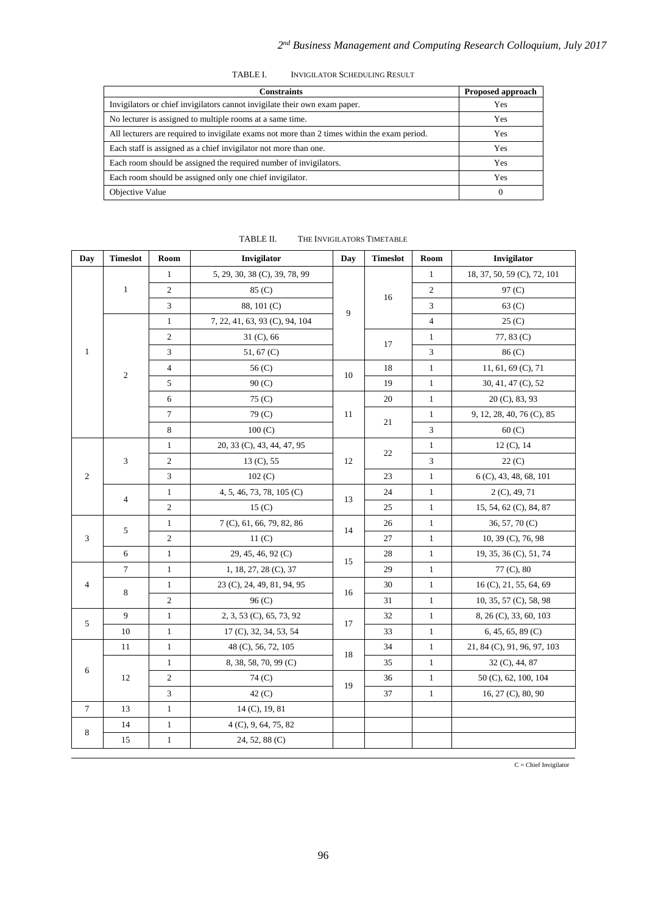TABLE I. INVIGILATOR SCHEDULING RESULT

| Constraints | Proposed approach |
|---|---|
| Invigilators or chief invigilators cannot invigilate their own exam paper. | Yes |
| No lecturer is assigned to multiple rooms at a same time. | Yes |
| All lecturers are required to invigilate exams not more than 2 times within the exam period. | Yes |
| Each staff is assigned as a chief invigilator not more than one. | Yes |
| Each room should be assigned the required number of invigilators. | Yes |
| Each room should be assigned only one chief invigilator. | Yes |
| Objective Value | 0 |

TABLE II. THE INVIGILATORS TIMETABLE

| Day | Timeslot | Room | Invigilator | Day | Timeslot | Room | Invigilator |
|---|---|---|---|---|---|---|---|
| 1 | 1 | 1 | 5, 29, 30, 38 (C), 39, 78, 99 | 9 | 16 | 1 | 18, 37, 50, 59 (C), 72, 101 |
| | | 2 | 85 (C) | | | 2 | 97 (C) |
| | | 3 | 88, 101 (C) | | | 3 | 63 (C) |
| | 2 | 1 | 7, 22, 41, 63, 93 (C), 94, 104 | | | 4 | 25 (C) |
| | | 2 | 31 (C), 66 | | 17 | 1 | 77, 83 (C) |
| | | 3 | 51, 67 (C) | | | 3 | 86 (C) |
| | | 4 | 56 (C) | 10 | 18 | 1 | 11, 61, 69 (C), 71 |
| | | 5 | 90 (C) | | 19 | 1 | 30, 41, 47 (C), 52 |
| | | 6 | 75 (C) | 11 | 20 | 1 | 20 (C), 83, 93 |
| | | 7 | 79 (C) | | 21 | 1 | 9, 12, 28, 40, 76 (C), 85 |
| | | 8 | 100 (C) | | | 3 | 60 (C) |
| 2 | 3 | 1 | 20, 33 (C), 43, 44, 47, 95 | 12 | 22 | 1 | 12 (C), 14 |
| | | 2 | 13 (C), 55 | | | 3 | 22 (C) |
| | | 3 | 102 (C) | | 23 | 1 | 6 (C), 43, 48, 68, 101 |
| | 4 | 1 | 4, 5, 46, 73, 78, 105 (C) | 13 | 24 | 1 | 2 (C), 49, 71 |
| | | 2 | 15 (C) | | 25 | 1 | 15, 54, 62 (C), 84, 87 |
| 3 | 5 | 1 | 7 (C), 61, 66, 79, 82, 86 | 14 | 26 | 1 | 36, 57, 70 (C) |
| | | 2 | 11 (C) | | 27 | 1 | 10, 39 (C), 76, 98 |
| | 6 | 1 | 29, 45, 46, 92 (C) | 15 | 28 | 1 | 19, 35, 36 (C), 51, 74 |
| 4 | 7 | 1 | 1, 18, 27, 28 (C), 37 | | 29 | 1 | 77 (C), 80 |
| | 8 | 1 | 23 (C), 24, 49, 81, 94, 95 | 16 | 30 | 1 | 16 (C), 21, 55, 64, 69 |
| | | 2 | 96 (C) | | 31 | 1 | 10, 35, 57 (C), 58, 98 |
| 5 | 9 | 1 | 2, 3, 53 (C), 65, 73, 92 | 17 | 32 | 1 | 8, 26 (C), 33, 60, 103 |
| | 10 | 1 | 17 (C), 32, 34, 53, 54 | | 33 | 1 | 6, 45, 65, 89 (C) |
| 6 | 11 | 1 | 48 (C), 56, 72, 105 | 18 | 34 | 1 | 21, 84 (C), 91, 96, 97, 103 |
| | 12 | 1 | 8, 38, 58, 70, 99 (C) | | 35 | 1 | 32 (C), 44, 87 |
| | | 2 | 74 (C) | 19 | 36 | 1 | 50 (C), 62, 100, 104 |
| | | 3 | 42 (C) | | 37 | 1 | 16, 27 (C), 80, 90 |
| 7 | 13 | 1 | 14 (C), 19, 81 | | | | |
| 8 | 14 | 1 | 4 (C), 9, 64, 75, 82 | | | | |
| | 15 | 1 | 24, 52, 88 (C) | | | | |

C = Chief Invigilator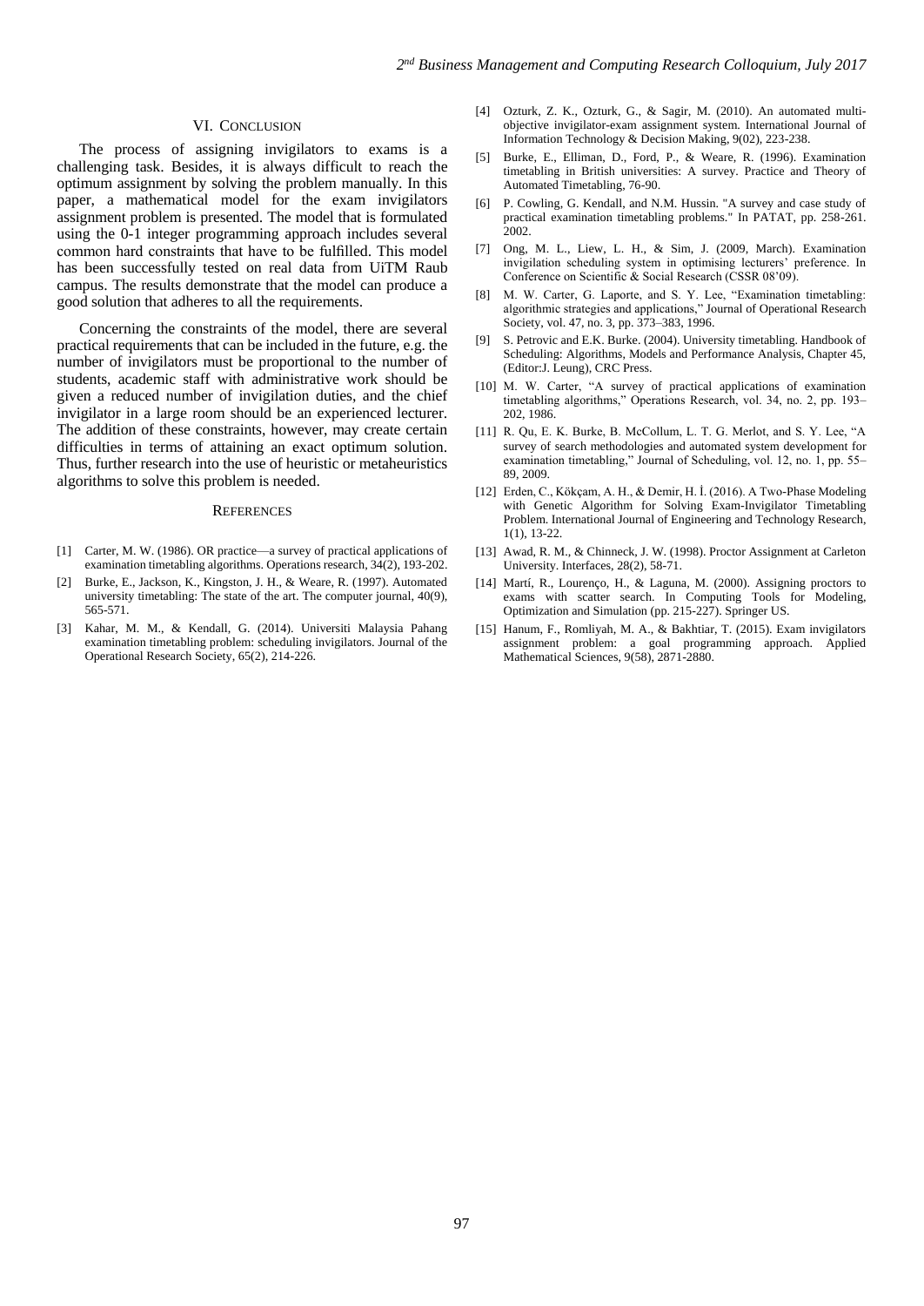## VI. Conclusion

The process of assigning invigilators to exams is a challenging task. Besides, it is always difficult to reach the optimum assignment by solving the problem manually. In this paper, a mathematical model for the exam invigilators assignment problem is presented. The model that is formulated using the 0-1 integer programming approach includes several common hard constraints that have to be fulfilled. This model has been successfully tested on real data from UiTM Raub campus. The results demonstrate that the model can produce a good solution that adheres to all the requirements.

Concerning the constraints of the model, there are several practical requirements that can be included in the future, e.g. the number of invigilators must be proportional to the number of students, academic staff with administrative work should be given a reduced number of invigilation duties, and the chief invigilator in a large room should be an experienced lecturer. The addition of these constraints, however, may create certain difficulties in terms of attaining an exact optimum solution. Thus, further research into the use of heuristic or metaheuristics algorithms to solve this problem is needed.

## References

[1] Carter, M. W. (1986). OR practice—a survey of practical applications of examination timetabling algorithms. Operations research, 34(2), 193-202.

[2] Burke, E., Jackson, K., Kingston, J. H., & Weare, R. (1997). Automated university timetabling: The state of the art. The computer journal, 40(9), 565-571.

[3] Kahar, M. M., & Kendall, G. (2014). Universiti Malaysia Pahang examination timetabling problem: scheduling invigilators. Journal of the Operational Research Society, 65(2), 214-226.

[4] Ozturk, Z. K., Ozturk, G., & Sagir, M. (2010). An automated multi-objective invigilator-exam assignment system. International Journal of Information Technology & Decision Making, 9(02), 223-238.

[5] Burke, E., Elliman, D., Ford, P., & Weare, R. (1996). Examination timetabling in British universities: A survey. Practice and Theory of Automated Timetabling, 76-90.

[6] P. Cowling, G. Kendall, and N.M. Hussin. "A survey and case study of practical examination timetabling problems." In PATAT, pp. 258-261. 2002.

[7] Ong, M. L., Liew, L. H., & Sim, J. (2009, March). Examination invigilation scheduling system in optimising lecturers' preference. In Conference on Scientific & Social Research (CSSR 08'09).

[8] M. W. Carter, G. Laporte, and S. Y. Lee, "Examination timetabling: algorithmic strategies and applications," Journal of Operational Research Society, vol. 47, no. 3, pp. 373–383, 1996.

[9] S. Petrovic and E.K. Burke. (2004). University timetabling. Handbook of Scheduling: Algorithms, Models and Performance Analysis, Chapter 45, (Editor:J. Leung), CRC Press.

[10] M. W. Carter, "A survey of practical applications of examination timetabling algorithms," Operations Research, vol. 34, no. 2, pp. 193–202, 1986.

[11] R. Qu, E. K. Burke, B. McCollum, L. T. G. Merlot, and S. Y. Lee, "A survey of search methodologies and automated system development for examination timetabling," Journal of Scheduling, vol. 12, no. 1, pp. 55–89, 2009.

[12] Erden, C., Kökçam, A. H., & Demir, H. İ. (2016). A Two-Phase Modeling with Genetic Algorithm for Solving Exam-Invigilator Timetabling Problem. International Journal of Engineering and Technology Research, 1(1), 13-22.

[13] Awad, R. M., & Chinneck, J. W. (1998). Proctor Assignment at Carleton University. Interfaces, 28(2), 58-71.

[14] Martí, R., Lourenço, H., & Laguna, M. (2000). Assigning proctors to exams with scatter search. In Computing Tools for Modeling, Optimization and Simulation (pp. 215-227). Springer US.

[15] Hanum, F., Romliyah, M. A., & Bakhtiar, T. (2015). Exam invigilators assignment problem: a goal programming approach. Applied Mathematical Sciences, 9(58), 2871-2880.